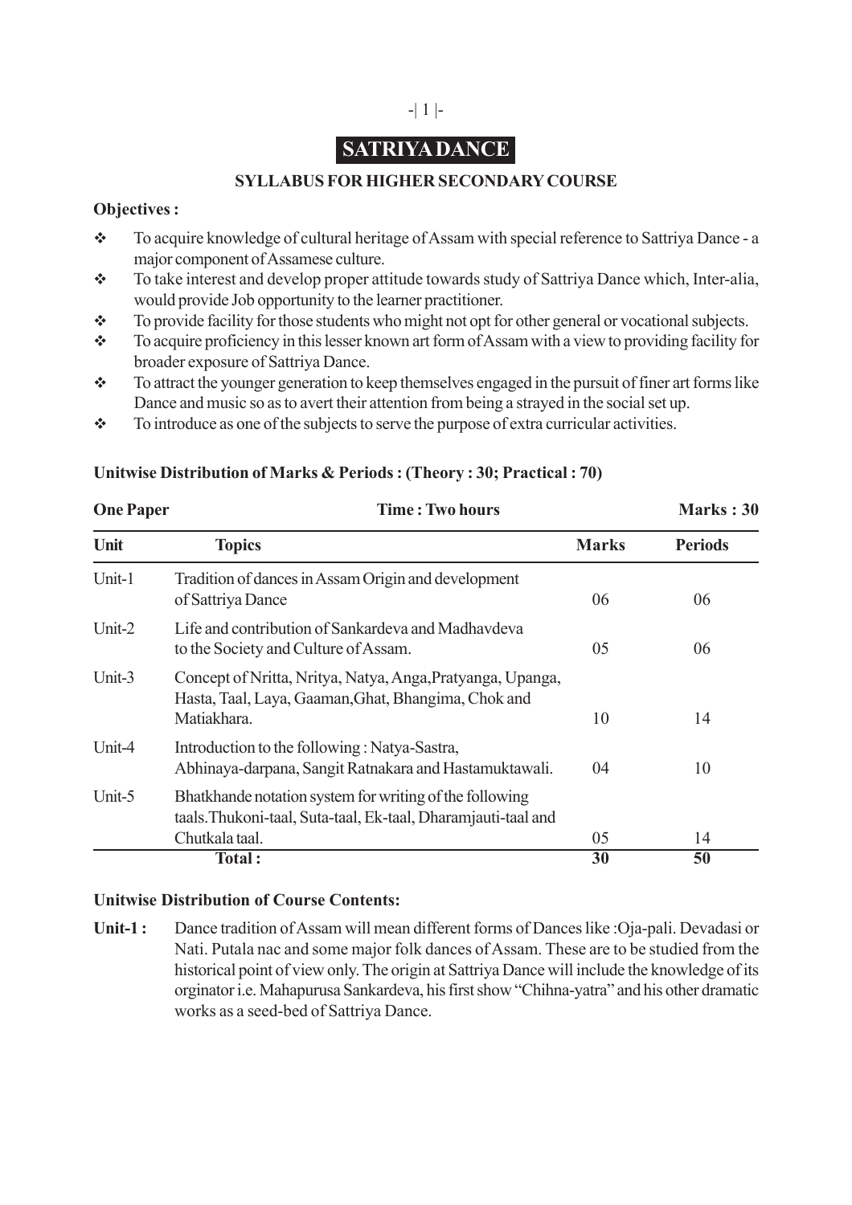# SATRIYA DANCE

## SYLLABUS FOR HIGHER SECONDARY COURSE

**Objectives :**

- To acquire knowledge of cultural heritage of Assam with special reference to Sattriya Dance - a major component of Assamese culture.
- To take interest and develop proper attitude towards study of Sattriya Dance which, Inter-alia, would provide Job opportunity to the learner practitioner.
- To provide facility for those students who might not opt for other general or vocational subjects.
- To acquire proficiency in this lesser known art form of Assam with a view to providing facility for broader exposure of Sattriya Dance.
- To attract the younger generation to keep themselves engaged in the pursuit of finer art forms like Dance and music so as to avert their attention from being a strayed in the social set up.
- To introduce as one of the subjects to serve the purpose of extra curricular activities.

**Unitwise Distribution of Marks & Periods : (Theory : 30; Practical : 70)**

**One Paper** | **Time : Two hours** | **Marks : 30**

| Unit | Topics | Marks | Periods |
|---|---|---|---|
| Unit-1 | Tradition of dances in Assam Origin and development of Sattriya Dance | 06 | 06 |
| Unit-2 | Life and contribution of Sankardeva and Madhavdeva to the Society and Culture of Assam. | 05 | 06 |
| Unit-3 | Concept of Nritta, Nritya, Natya, Anga, Pratyanga, Upanga, Hasta, Taal, Laya, Gaaman, Ghat, Bhangima, Chok and Matiakhara. | 10 | 14 |
| Unit-4 | Introduction to the following : Natya-Sastra, Abhinaya-darpana, Sangit Ratnakara and Hastamuktawali. | 04 | 10 |
| Unit-5 | Bhatkhande notation system for writing of the following taals. Thukoni-taal, Suta-taal, Ek-taal, Dharamjauti-taal and Chutkala taal. | 05 | 14 |
| | **Total :** | **30** | **50** |

**Unitwise Distribution of Course Contents:**

**Unit-1 :** Dance tradition of Assam will mean different forms of Dances like :Oja-pali. Devadasi or Nati. Putala nac and some major folk dances of Assam. These are to be studied from the historical point of view only. The origin at Sattriya Dance will include the knowledge of its orginator i.e. Mahapurusa Sankardeva, his first show "Chihna-yatra" and his other dramatic works as a seed-bed of Sattriya Dance.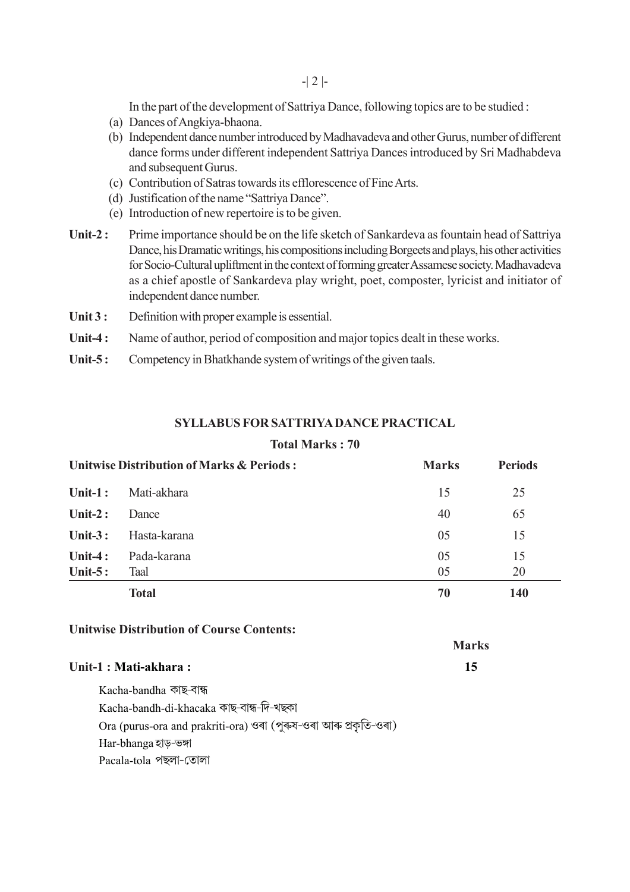In the part of the development of Sattriya Dance, following topics are to be studied :

(a) Dances of Angkiya-bhaona.
(b) Independent dance number introduced by Madhavadeva and other Gurus, number of different dance forms under different independent Sattriya Dances introduced by Sri Madhabdeva and subsequent Gurus.
(c) Contribution of Satras towards its efflorescence of Fine Arts.
(d) Justification of the name "Sattriya Dance".
(e) Introduction of new repertoire is to be given.

**Unit-2 :** Prime importance should be on the life sketch of Sankardeva as fountain head of Sattriya Dance, his Dramatic writings, his compositions including Borgeets and plays, his other activities for Socio-Cultural upliftment in the context of forming greater Assamese society. Madhavadeva as a chief apostle of Sankardeva play wright, poet, composter, lyricist and initiator of independent dance number.

**Unit 3 :** Definition with proper example is essential.

**Unit-4 :** Name of author, period of composition and major topics dealt in these works.

**Unit-5 :** Competency in Bhatkhande system of writings of the given taals.

## SYLLABUS FOR SATTRIYA DANCE PRACTICAL

**Total Marks : 70**

| **Unitwise Distribution of Marks & Periods :** | | **Marks** | **Periods** |
|---|---|---|---|
| **Unit-1 :** | Mati-akhara | 15 | 25 |
| **Unit-2 :** | Dance | 40 | 65 |
| **Unit-3 :** | Hasta-karana | 05 | 15 |
| **Unit-4 :** | Pada-karana | 05 | 15 |
| **Unit-5 :** | Taal | 05 | 20 |
| | **Total** | **70** | **140** |

**Unitwise Distribution of Course Contents:**

| | **Marks** |
|---|---|
| **Unit-1 : Mati-akhara :** | **15** |

Kacha-bandha কাছ-বান্ধ

Kacha-bandh-di-khacaka কাছ-বান্ধ-দি-খছকা

Ora (purus-ora and prakriti-ora) ওৰা (পুৰুষ-ওৰা আৰু প্ৰকৃতি-ওৰা)

Har-bhanga হাড়-ভঙ্গা

Pacala-tola পছলা-তোলা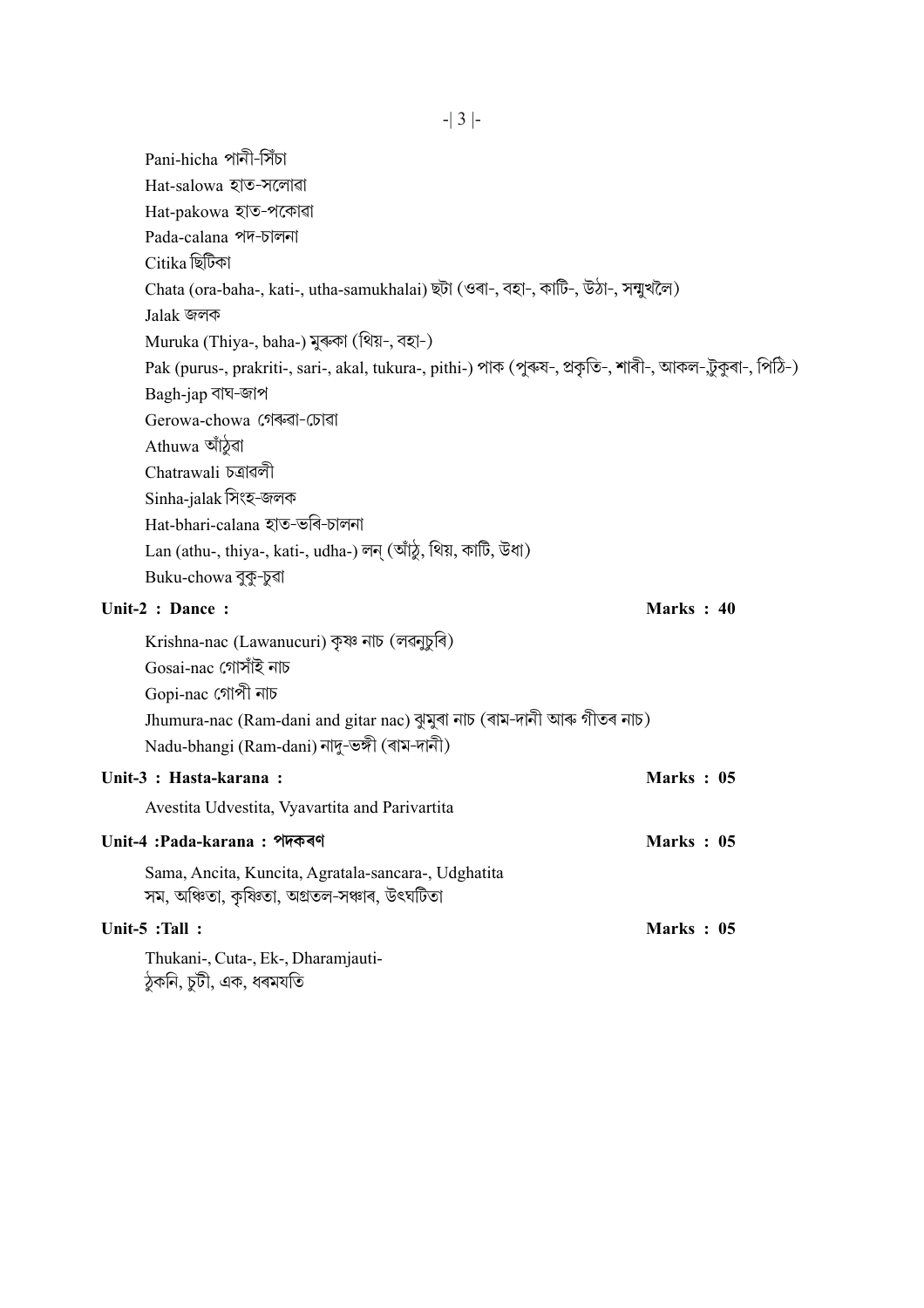Pani-hicha পানী-সিঁচা

Hat-salowa হাত-সলোৱা

Hat-pakowa হাত-পকোৱা

Pada-calana পদ-চালনা

Citika ছিটিকা

Chata (ora-baha-, kati-, utha-samukhalai) ছটা (ওৰা-, বহা-, কাটি-, উঠা-, সন্মুখলৈ)

Jalak জলক

Muruka (Thiya-, baha-) মুৰুকা (থিয়-, বহা-)

Pak (purus-, prakriti-, sari-, akal, tukura-, pithi-) পাক (পুৰুষ-, প্ৰকৃতি-, শাৰী-, আকল-,টুকুৰা-, পিঠি-)

Bagh-jap বাঘ-জাপ

Gerowa-chowa গেৰুৱা-চোৱা

Athuwa আঁঠুৱা

Chatrawali চত্ৰাৱলী

Sinha-jalak সিংহ-জলক

Hat-bhari-calana হাত-ভৰি-চালনা

Lan (athu-, thiya-, kati-, udha-) লন্ (আঁঠু, থিয়, কাটি, উধা)

Buku-chowa বুকু-চুৱা

**Unit-2 : Dance : Marks : 40**

Krishna-nac (Lawanucuri) কৃষ্ণ নাচ (লৱনুচুৰি)

Gosai-nac গোসাঁই নাচ

Gopi-nac গোপী নাচ

Jhumura-nac (Ram-dani and gitar nac) ঝুমুৰা নাচ (ৰাম-দানী আৰু গীতৰ নাচ)

Nadu-bhangi (Ram-dani) নাদু-ভঙ্গী (ৰাম-দানী)

**Unit-3 : Hasta-karana : Marks : 05**

Avestita Udvestita, Vyavartita and Parivartita

**Unit-4 :Pada-karana : পদকৰণ Marks : 05**

Sama, Ancita, Kuncita, Agratala-sancara-, Udghatita

সম, অঞ্চিতা, কৃঞ্চিতা, অগ্ৰতল-সঞ্চাৰ, উৎঘটিতা

**Unit-5 :Tall : Marks : 05**

Thukani-, Cuta-, Ek-, Dharamjauti-

ঠুকনি, চুটী, এক, ধৰমযতি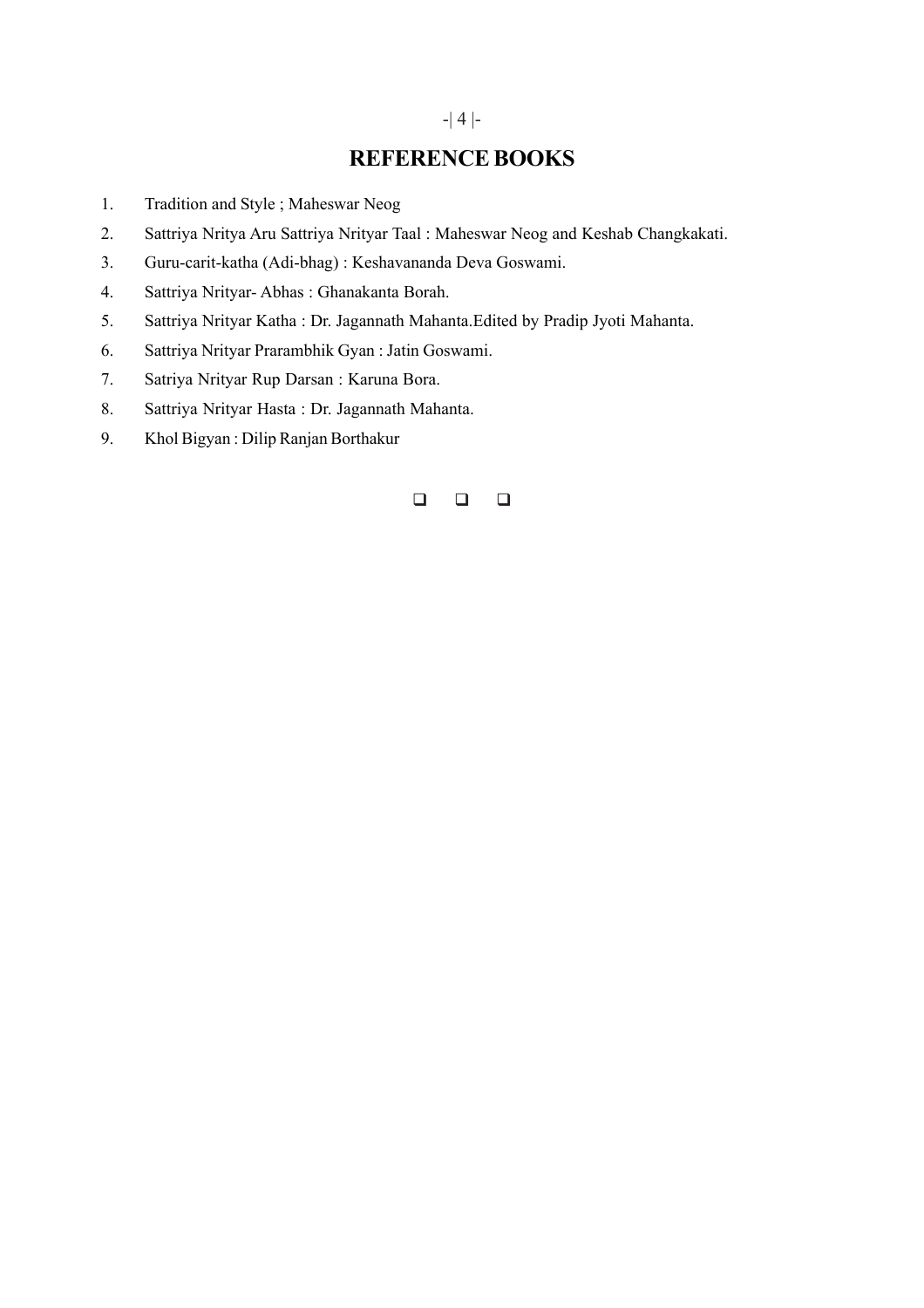# REFERENCE BOOKS

1. Tradition and Style ; Maheswar Neog
2. Sattriya Nritya Aru Sattriya Nrityar Taal : Maheswar Neog and Keshab Changkakati.
3. Guru-carit-katha (Adi-bhag) : Keshavananda Deva Goswami.
4. Sattriya Nrityar- Abhas : Ghanakanta Borah.
5. Sattriya Nrityar Katha : Dr. Jagannath Mahanta.Edited by Pradip Jyoti Mahanta.
6. Sattriya Nrityar Prarambhik Gyan : Jatin Goswami.
7. Satriya Nrityar Rup Darsan : Karuna Bora.
8. Sattriya Nrityar Hasta : Dr. Jagannath Mahanta.
9. Khol Bigyan : Dilip Ranjan Borthakur

❑ ❑ ❑